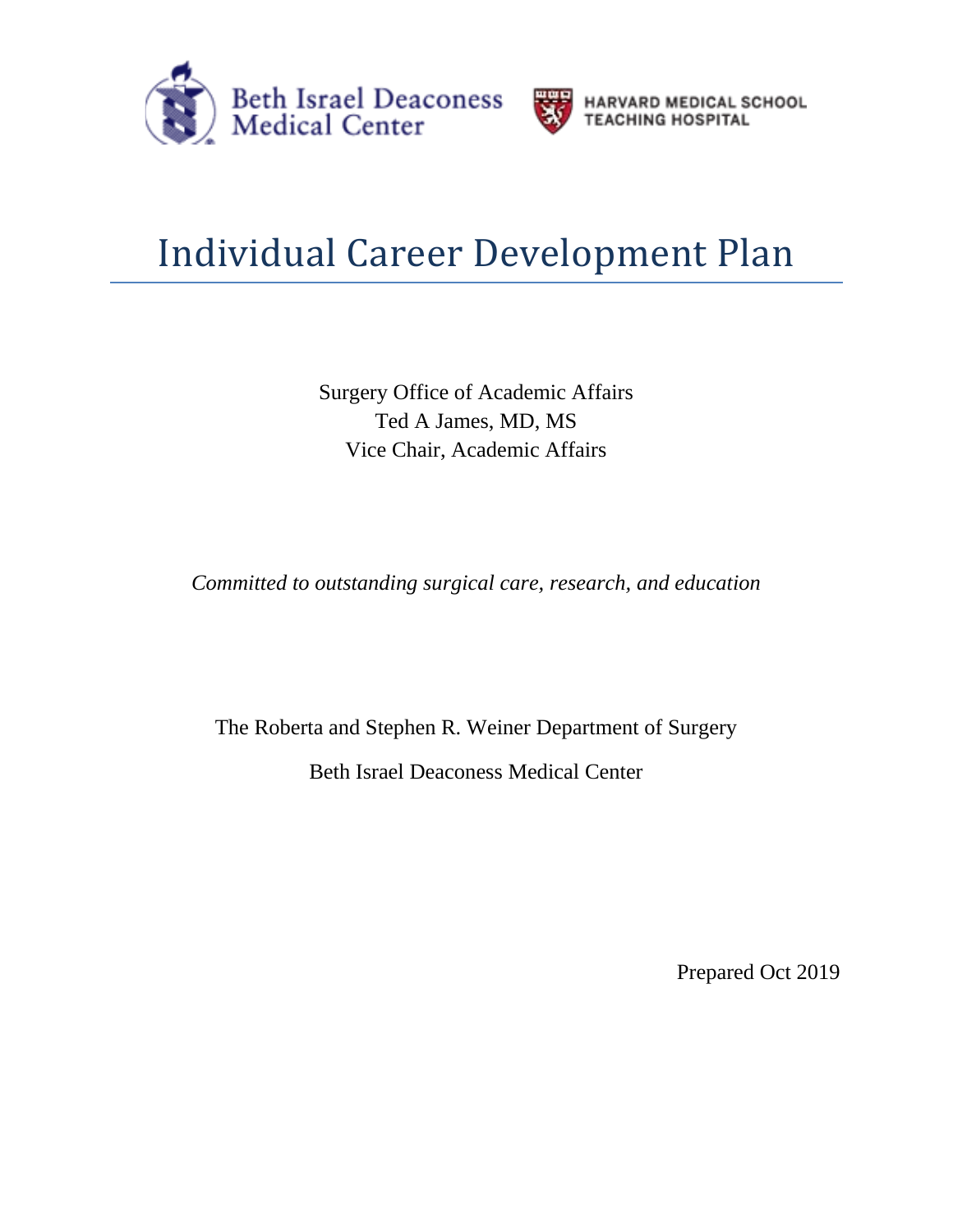Beth Israel Deaconess Medical Center

HARVARD MEDICAL SCHOOL TEACHING HOSPITAL

# Individual Career Development Plan

Surgery Office of Academic Affairs
Ted A James, MD, MS
Vice Chair, Academic Affairs

*Committed to outstanding surgical care, research, and education*

The Roberta and Stephen R. Weiner Department of Surgery

Beth Israel Deaconess Medical Center

Prepared Oct 2019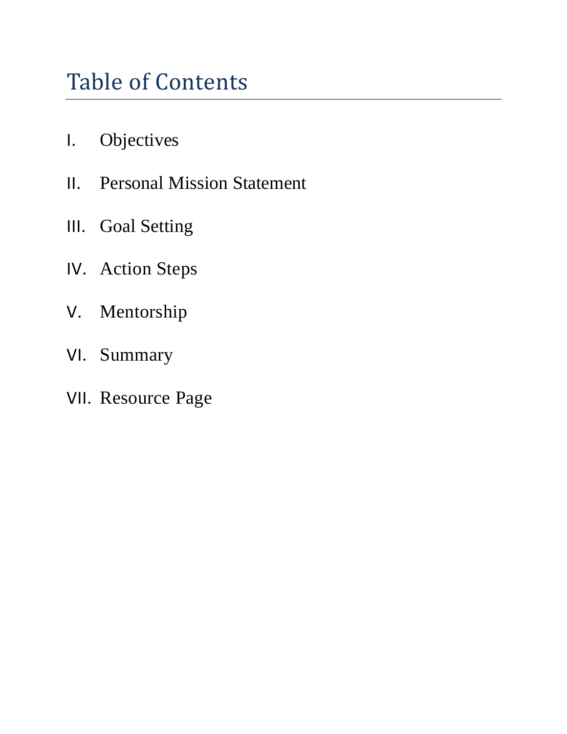# Table of Contents

I. Objectives

II. Personal Mission Statement

III. Goal Setting

IV. Action Steps

V. Mentorship

VI. Summary

VII. Resource Page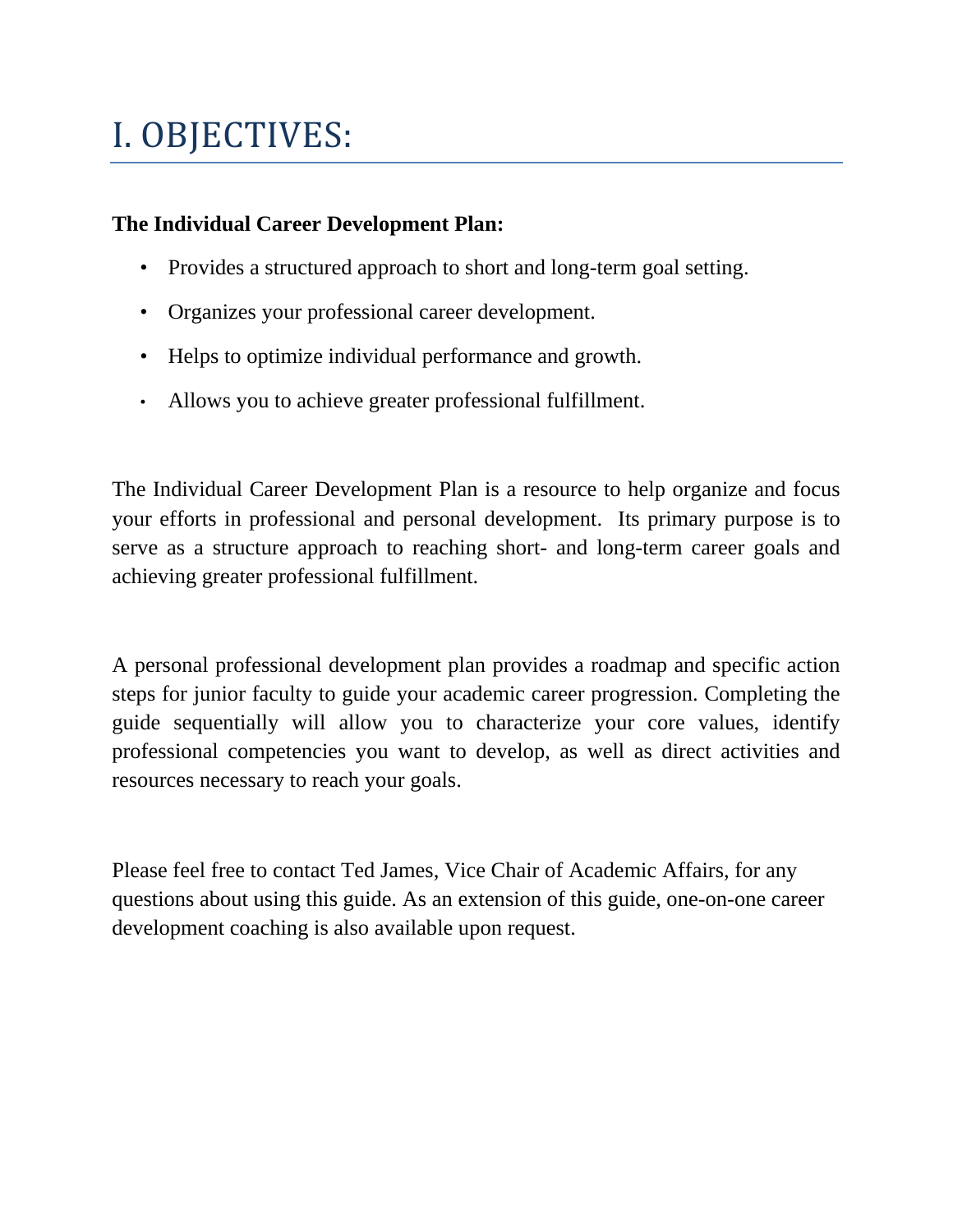# I. OBJECTIVES:

**The Individual Career Development Plan:**

- Provides a structured approach to short and long-term goal setting.
- Organizes your professional career development.
- Helps to optimize individual performance and growth.
- Allows you to achieve greater professional fulfillment.

The Individual Career Development Plan is a resource to help organize and focus your efforts in professional and personal development. Its primary purpose is to serve as a structure approach to reaching short- and long-term career goals and achieving greater professional fulfillment.

A personal professional development plan provides a roadmap and specific action steps for junior faculty to guide your academic career progression. Completing the guide sequentially will allow you to characterize your core values, identify professional competencies you want to develop, as well as direct activities and resources necessary to reach your goals.

Please feel free to contact Ted James, Vice Chair of Academic Affairs, for any questions about using this guide. As an extension of this guide, one-on-one career development coaching is also available upon request.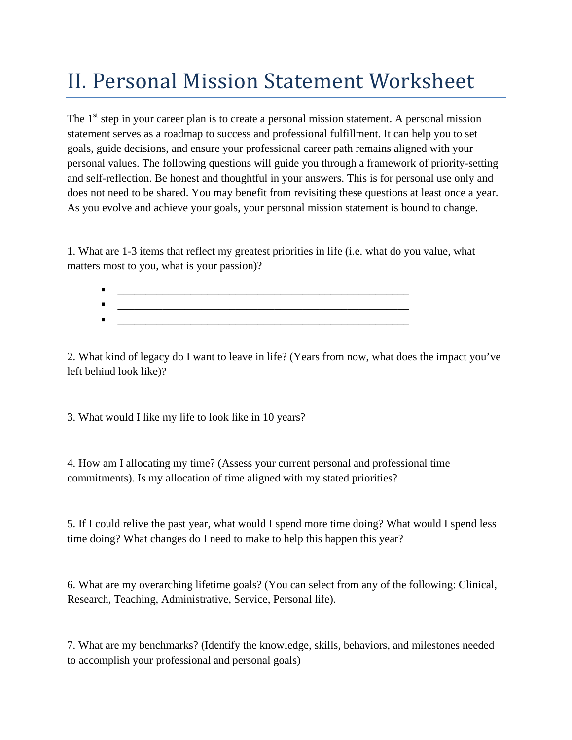# II. Personal Mission Statement Worksheet

The 1st step in your career plan is to create a personal mission statement. A personal mission statement serves as a roadmap to success and professional fulfillment. It can help you to set goals, guide decisions, and ensure your professional career path remains aligned with your personal values. The following questions will guide you through a framework of priority-setting and self-reflection. Be honest and thoughtful in your answers. This is for personal use only and does not need to be shared. You may benefit from revisiting these questions at least once a year. As you evolve and achieve your goals, your personal mission statement is bound to change.

1. What are 1-3 items that reflect my greatest priorities in life (i.e. what do you value, what matters most to you, what is your passion)?

- ______________________________________________________
- ______________________________________________________
- ______________________________________________________

2. What kind of legacy do I want to leave in life? (Years from now, what does the impact you've left behind look like)?

3. What would I like my life to look like in 10 years?

4. How am I allocating my time? (Assess your current personal and professional time commitments). Is my allocation of time aligned with my stated priorities?

5. If I could relive the past year, what would I spend more time doing? What would I spend less time doing? What changes do I need to make to help this happen this year?

6. What are my overarching lifetime goals? (You can select from any of the following: Clinical, Research, Teaching, Administrative, Service, Personal life).

7. What are my benchmarks? (Identify the knowledge, skills, behaviors, and milestones needed to accomplish your professional and personal goals)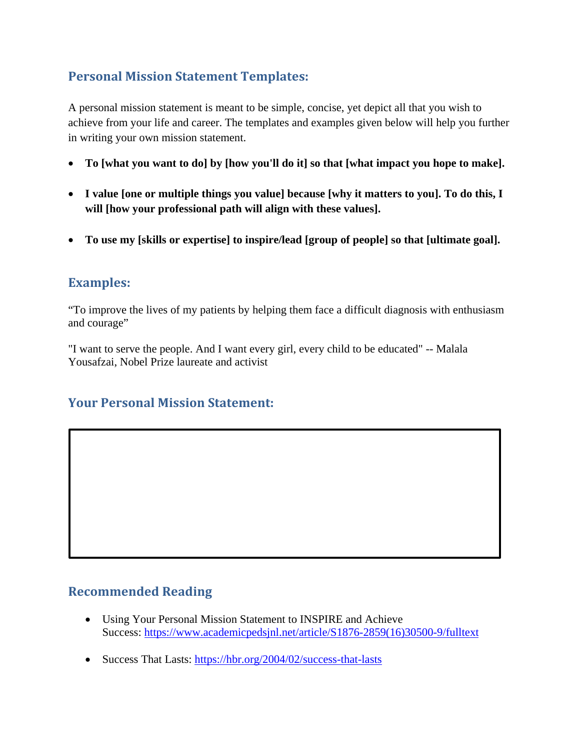## Personal Mission Statement Templates:

A personal mission statement is meant to be simple, concise, yet depict all that you wish to achieve from your life and career. The templates and examples given below will help you further in writing your own mission statement.

- **To [what you want to do] by [how you'll do it] so that [what impact you hope to make].**
- **I value [one or multiple things you value] because [why it matters to you]. To do this, I will [how your professional path will align with these values].**
- **To use my [skills or expertise] to inspire/lead [group of people] so that [ultimate goal].**

## Examples:

“To improve the lives of my patients by helping them face a difficult diagnosis with enthusiasm and courage”

"I want to serve the people. And I want every girl, every child to be educated" -- Malala Yousafzai, Nobel Prize laureate and activist

## Your Personal Mission Statement:

## Recommended Reading

- Using Your Personal Mission Statement to INSPIRE and Achieve Success: https://www.academicpedsjnl.net/article/S1876-2859(16)30500-9/fulltext
- Success That Lasts: https://hbr.org/2004/02/success-that-lasts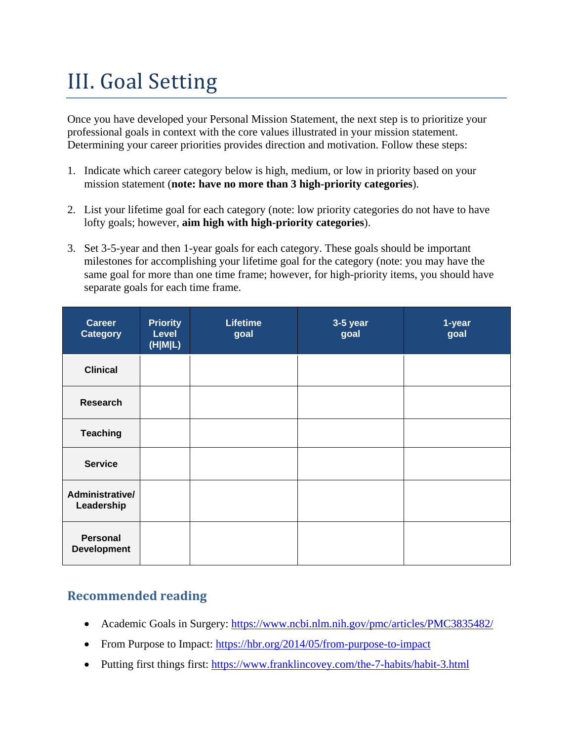# III. Goal Setting

Once you have developed your Personal Mission Statement, the next step is to prioritize your professional goals in context with the core values illustrated in your mission statement. Determining your career priorities provides direction and motivation. Follow these steps:

1. Indicate which career category below is high, medium, or low in priority based on your mission statement (**note: have no more than 3 high-priority categories**).

2. List your lifetime goal for each category (note: low priority categories do not have to have lofty goals; however, **aim high with high-priority categories**).

3. Set 3-5-year and then 1-year goals for each category. These goals should be important milestones for accomplishing your lifetime goal for the category (note: you may have the same goal for more than one time frame; however, for high-priority items, you should have separate goals for each time frame.

| Career Category | Priority Level (H\|M\|L) | Lifetime goal | 3-5 year goal | 1-year goal |
|---|---|---|---|---|
| **Clinical** | | | | |
| **Research** | | | | |
| **Teaching** | | | | |
| **Service** | | | | |
| **Administrative/ Leadership** | | | | |
| **Personal Development** | | | | |

## Recommended reading

- Academic Goals in Surgery: https://www.ncbi.nlm.nih.gov/pmc/articles/PMC3835482/
- From Purpose to Impact: https://hbr.org/2014/05/from-purpose-to-impact
- Putting first things first: https://www.franklincovey.com/the-7-habits/habit-3.html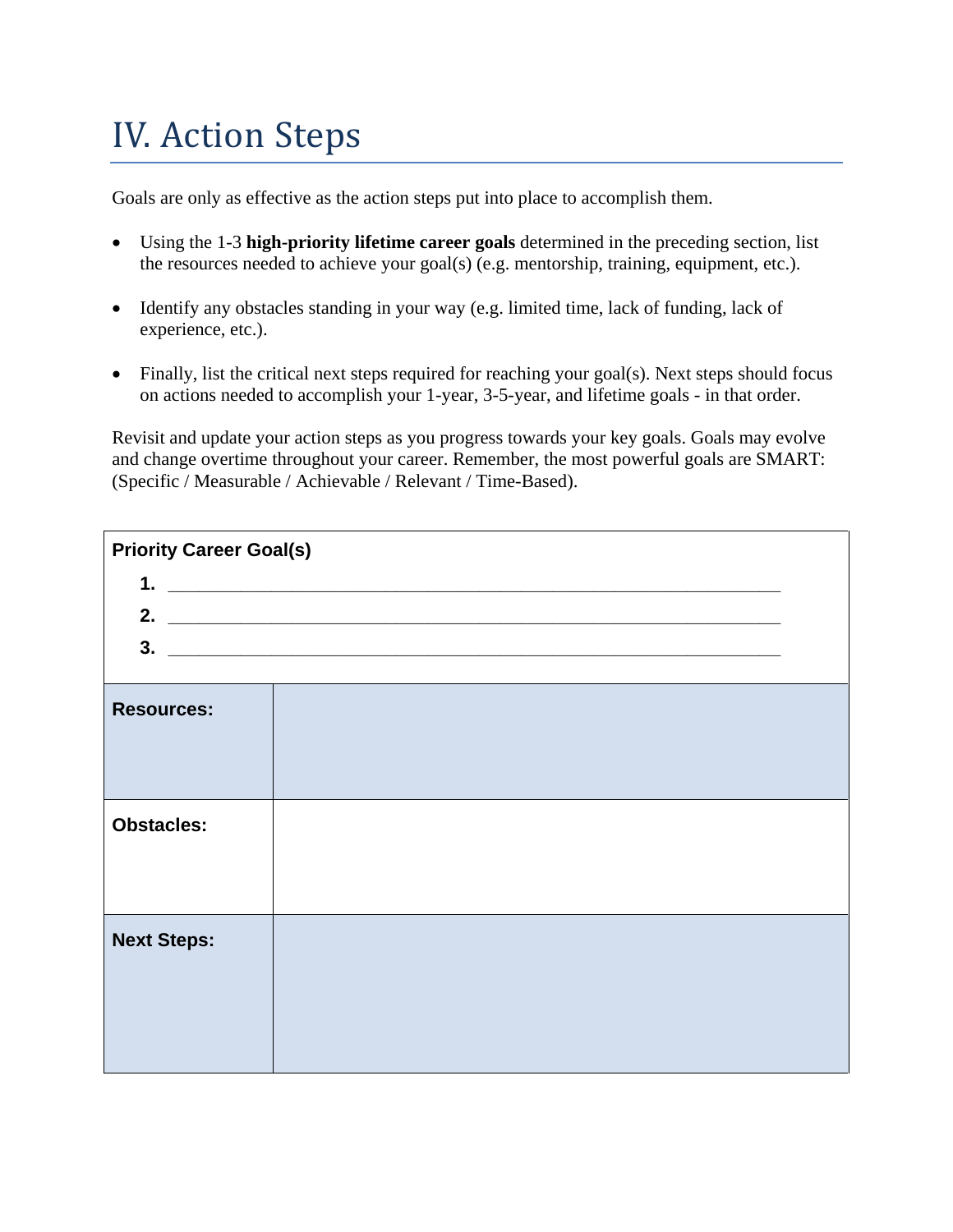# IV. Action Steps

Goals are only as effective as the action steps put into place to accomplish them.

- Using the 1-3 **high-priority lifetime career goals** determined in the preceding section, list the resources needed to achieve your goal(s) (e.g. mentorship, training, equipment, etc.).

- Identify any obstacles standing in your way (e.g. limited time, lack of funding, lack of experience, etc.).

- Finally, list the critical next steps required for reaching your goal(s). Next steps should focus on actions needed to accomplish your 1-year, 3-5-year, and lifetime goals - in that order.

Revisit and update your action steps as you progress towards your key goals. Goals may evolve and change overtime throughout your career. Remember, the most powerful goals are SMART: (Specific / Measurable / Achievable / Relevant / Time-Based).

**Priority Career Goal(s)**

1. ______________________________________________________________
2. ______________________________________________________________
3. ______________________________________________________________

| | |
|---|---|
| **Resources:** | |
| **Obstacles:** | |
| **Next Steps:** | |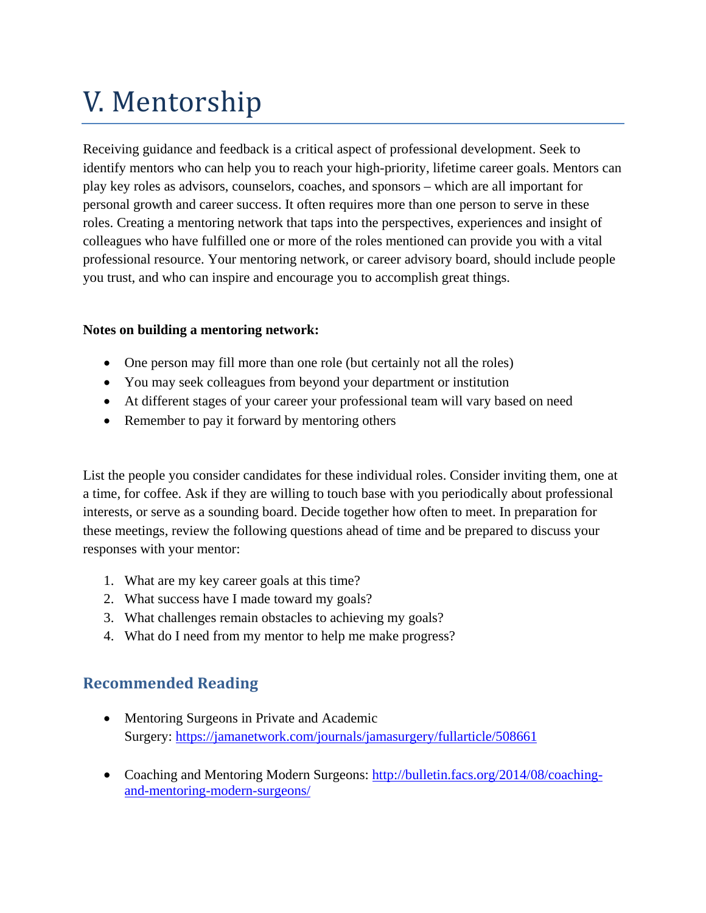# V. Mentorship

Receiving guidance and feedback is a critical aspect of professional development. Seek to identify mentors who can help you to reach your high-priority, lifetime career goals. Mentors can play key roles as advisors, counselors, coaches, and sponsors – which are all important for personal growth and career success. It often requires more than one person to serve in these roles. Creating a mentoring network that taps into the perspectives, experiences and insight of colleagues who have fulfilled one or more of the roles mentioned can provide you with a vital professional resource. Your mentoring network, or career advisory board, should include people you trust, and who can inspire and encourage you to accomplish great things.

**Notes on building a mentoring network:**

- One person may fill more than one role (but certainly not all the roles)
- You may seek colleagues from beyond your department or institution
- At different stages of your career your professional team will vary based on need
- Remember to pay it forward by mentoring others

List the people you consider candidates for these individual roles. Consider inviting them, one at a time, for coffee. Ask if they are willing to touch base with you periodically about professional interests, or serve as a sounding board. Decide together how often to meet. In preparation for these meetings, review the following questions ahead of time and be prepared to discuss your responses with your mentor:

1. What are my key career goals at this time?
2. What success have I made toward my goals?
3. What challenges remain obstacles to achieving my goals?
4. What do I need from my mentor to help me make progress?

## Recommended Reading

- Mentoring Surgeons in Private and Academic Surgery: [https://jamanetwork.com/journals/jamasurgery/fullarticle/508661](https://jamanetwork.com/journals/jamasurgery/fullarticle/508661)

- Coaching and Mentoring Modern Surgeons: [http://bulletin.facs.org/2014/08/coaching-and-mentoring-modern-surgeons/](http://bulletin.facs.org/2014/08/coaching-and-mentoring-modern-surgeons/)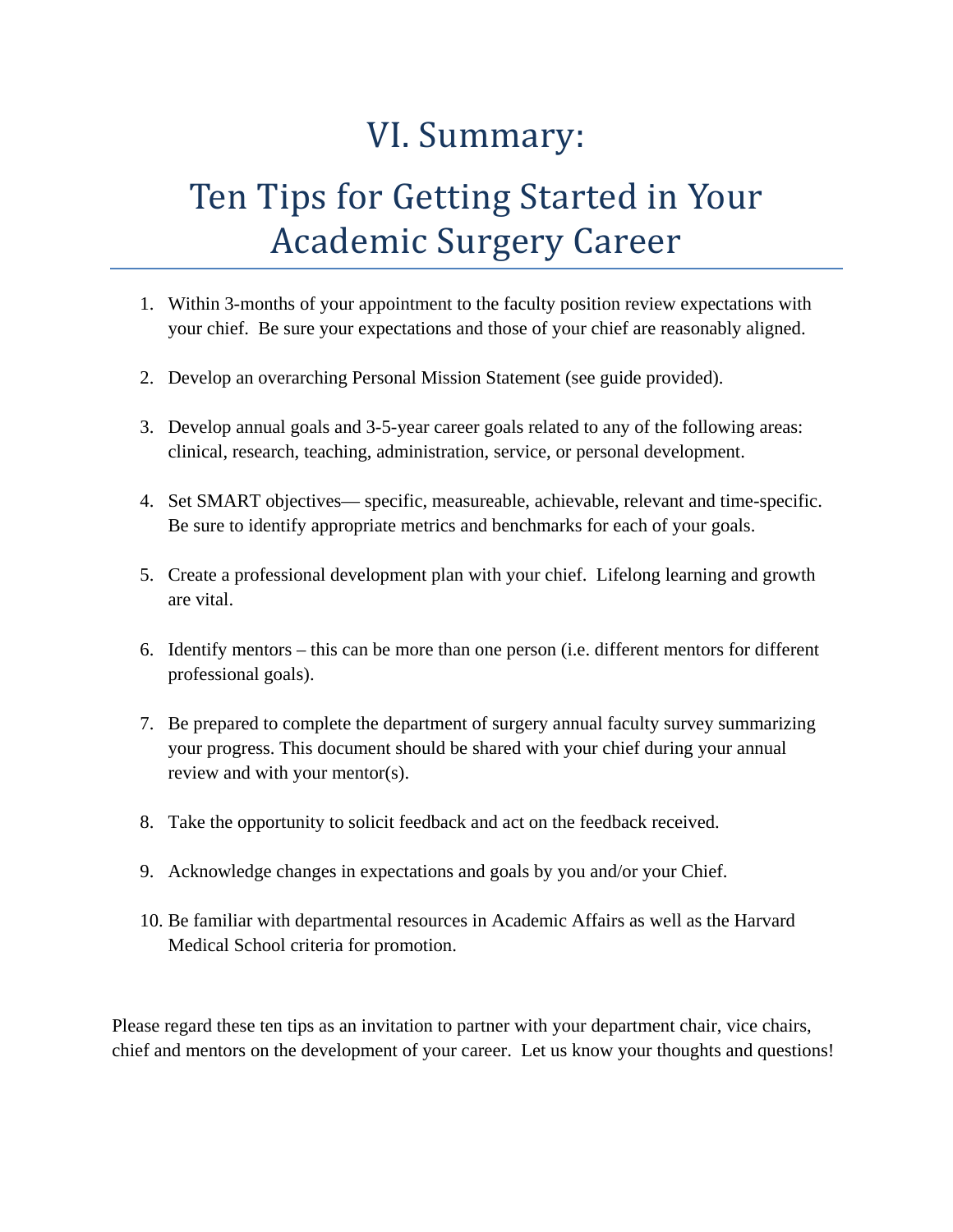# VI. Summary:

# Ten Tips for Getting Started in Your Academic Surgery Career

1. Within 3-months of your appointment to the faculty position review expectations with your chief. Be sure your expectations and those of your chief are reasonably aligned.

2. Develop an overarching Personal Mission Statement (see guide provided).

3. Develop annual goals and 3-5-year career goals related to any of the following areas: clinical, research, teaching, administration, service, or personal development.

4. Set SMART objectives— specific, measureable, achievable, relevant and time-specific. Be sure to identify appropriate metrics and benchmarks for each of your goals.

5. Create a professional development plan with your chief. Lifelong learning and growth are vital.

6. Identify mentors – this can be more than one person (i.e. different mentors for different professional goals).

7. Be prepared to complete the department of surgery annual faculty survey summarizing your progress. This document should be shared with your chief during your annual review and with your mentor(s).

8. Take the opportunity to solicit feedback and act on the feedback received.

9. Acknowledge changes in expectations and goals by you and/or your Chief.

10. Be familiar with departmental resources in Academic Affairs as well as the Harvard Medical School criteria for promotion.

Please regard these ten tips as an invitation to partner with your department chair, vice chairs, chief and mentors on the development of your career. Let us know your thoughts and questions!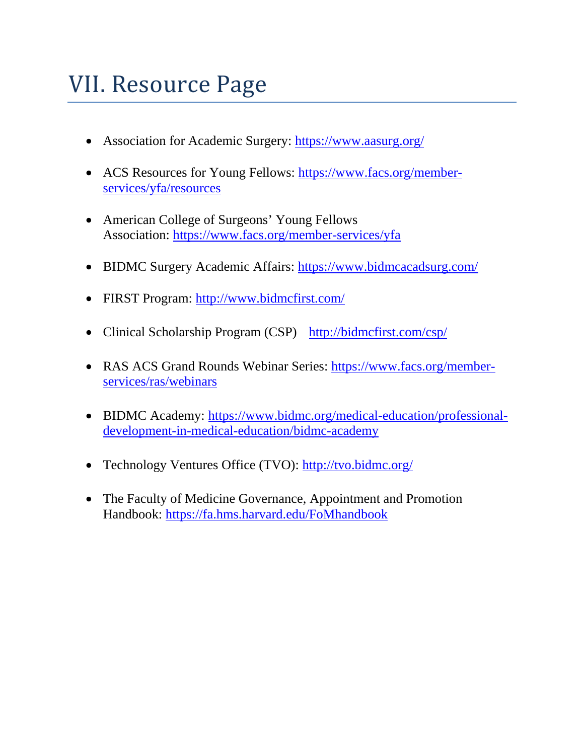# VII. Resource Page

- Association for Academic Surgery: https://www.aasurg.org/
- ACS Resources for Young Fellows: https://www.facs.org/member-services/yfa/resources
- American College of Surgeons' Young Fellows Association: https://www.facs.org/member-services/yfa
- BIDMC Surgery Academic Affairs: https://www.bidmcacadsurg.com/
- FIRST Program: http://www.bidmcfirst.com/
- Clinical Scholarship Program (CSP) http://bidmcfirst.com/csp/
- RAS ACS Grand Rounds Webinar Series: https://www.facs.org/member-services/ras/webinars
- BIDMC Academy: https://www.bidmc.org/medical-education/professional-development-in-medical-education/bidmc-academy
- Technology Ventures Office (TVO): http://tvo.bidmc.org/
- The Faculty of Medicine Governance, Appointment and Promotion Handbook: https://fa.hms.harvard.edu/FoMhandbook